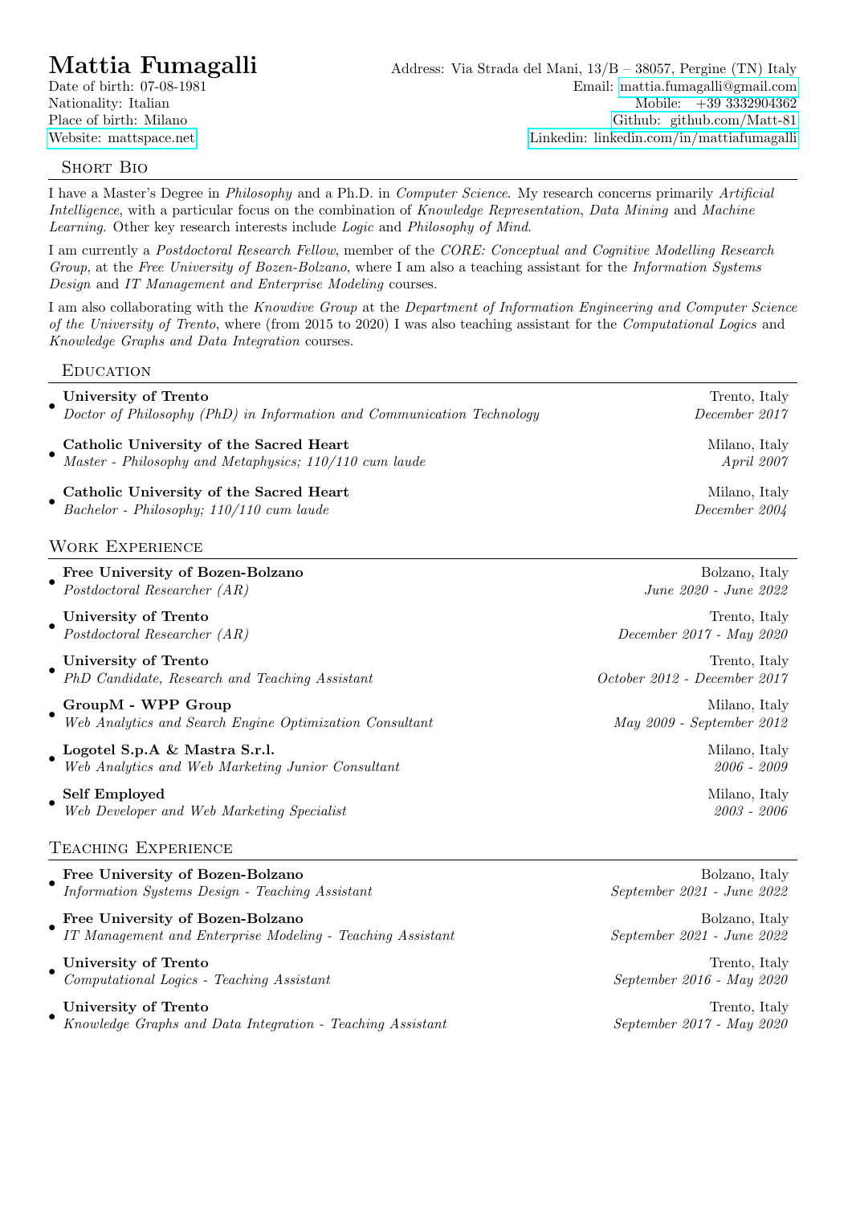# Mattia Fumagalli

Date of birth: 07-08-1981
Nationality: Italian
Place of birth: Milano
Website: mattspace.net

Address: Via Strada del Mani, 13/B – 38057, Pergine (TN) Italy
Email: mattia.fumagalli@gmail.com
Mobile: +39 3332904362
Github: github.com/Matt-81
Linkedin: linkedin.com/in/mattiafumagalli

## Short Bio

I have a Master's Degree in *Philosophy* and a Ph.D. in *Computer Science*. My research concerns primarily *Artificial Intelligence*, with a particular focus on the combination of *Knowledge Representation*, *Data Mining* and *Machine Learning*. Other key research interests include *Logic* and *Philosophy of Mind*.

I am currently a *Postdoctoral Research Fellow*, member of the *CORE: Conceptual and Cognitive Modelling Research Group*, at the *Free University of Bozen-Bolzano*, where I am also a teaching assistant for the *Information Systems Design* and *IT Management and Enterprise Modeling* courses.

I am also collaborating with the *Knowdive Group* at the *Department of Information Engineering and Computer Science of the University of Trento*, where (from 2015 to 2020) I was also teaching assistant for the *Computational Logics* and *Knowledge Graphs and Data Integration* courses.

## Education

- **University of Trento** — Trento, Italy
  *Doctor of Philosophy (PhD) in Information and Communication Technology* — *December 2017*
- **Catholic University of the Sacred Heart** — Milano, Italy
  *Master - Philosophy and Metaphysics; 110/110 cum laude* — *April 2007*
- **Catholic University of the Sacred Heart** — Milano, Italy
  *Bachelor - Philosophy; 110/110 cum laude* — *December 2004*

## Work Experience

- **Free University of Bozen-Bolzano** — Bolzano, Italy
  *Postdoctoral Researcher (AR)* — *June 2020 - June 2022*
- **University of Trento** — Trento, Italy
  *Postdoctoral Researcher (AR)* — *December 2017 - May 2020*
- **University of Trento** — Trento, Italy
  *PhD Candidate, Research and Teaching Assistant* — *October 2012 - December 2017*
- **GroupM - WPP Group** — Milano, Italy
  *Web Analytics and Search Engine Optimization Consultant* — *May 2009 - September 2012*
- **Logotel S.p.A & Mastra S.r.l.** — Milano, Italy
  *Web Analytics and Web Marketing Junior Consultant* — *2006 - 2009*
- **Self Employed** — Milano, Italy
  *Web Developer and Web Marketing Specialist* — *2003 - 2006*

## Teaching Experience

- **Free University of Bozen-Bolzano** — Bolzano, Italy
  *Information Systems Design - Teaching Assistant* — *September 2021 - June 2022*
- **Free University of Bozen-Bolzano** — Bolzano, Italy
  *IT Management and Enterprise Modeling - Teaching Assistant* — *September 2021 - June 2022*
- **University of Trento** — Trento, Italy
  *Computational Logics - Teaching Assistant* — *September 2016 - May 2020*
- **University of Trento** — Trento, Italy
  *Knowledge Graphs and Data Integration - Teaching Assistant* — *September 2017 - May 2020*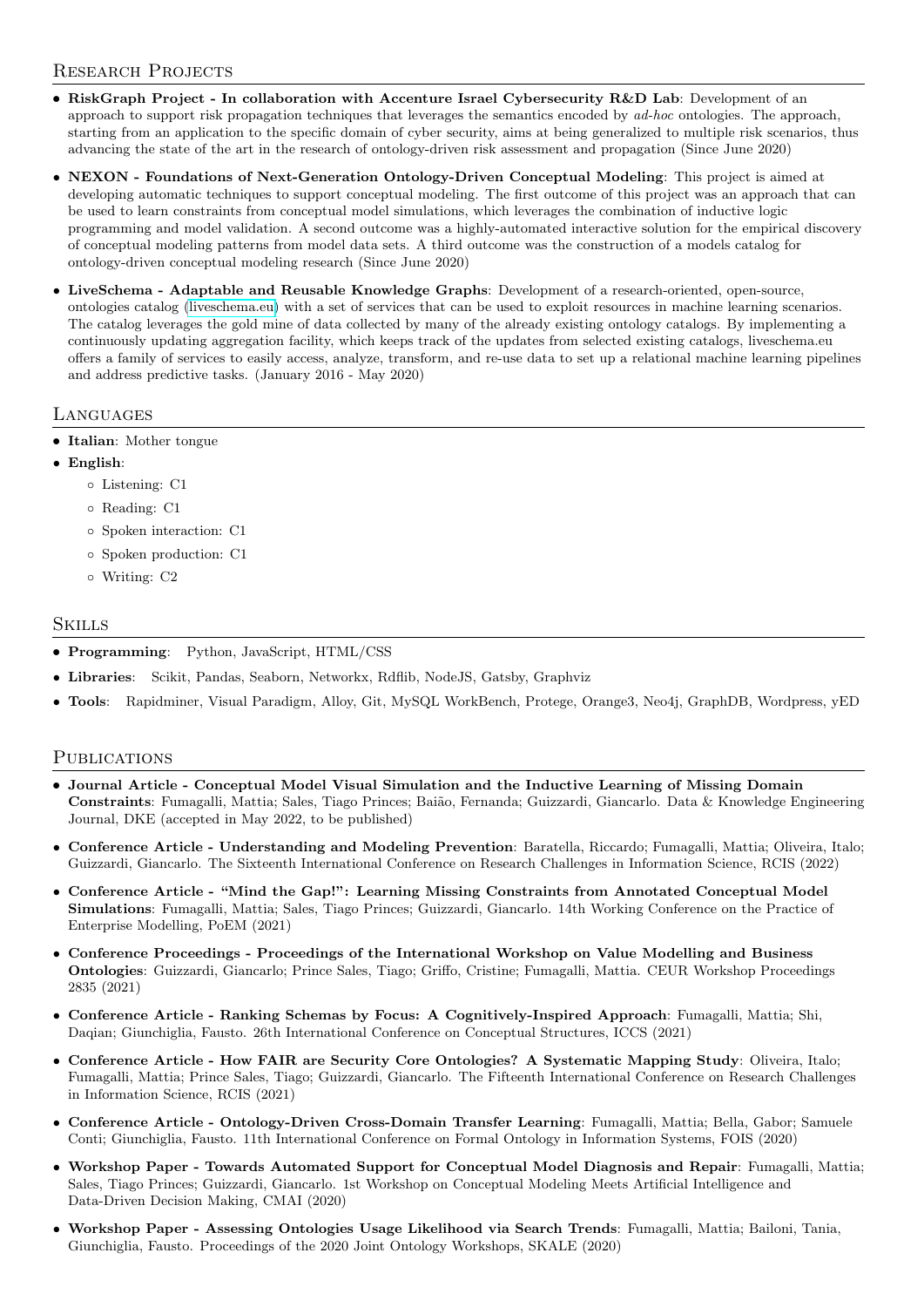## Research Projects

- **RiskGraph Project - In collaboration with Accenture Israel Cybersecurity R&D Lab**: Development of an approach to support risk propagation techniques that leverages the semantics encoded by *ad-hoc* ontologies. The approach, starting from an application to the specific domain of cyber security, aims at being generalized to multiple risk scenarios, thus advancing the state of the art in the research of ontology-driven risk assessment and propagation (Since June 2020)
- **NEXON - Foundations of Next-Generation Ontology-Driven Conceptual Modeling**: This project is aimed at developing automatic techniques to support conceptual modeling. The first outcome of this project was an approach that can be used to learn constraints from conceptual model simulations, which leverages the combination of inductive logic programming and model validation. A second outcome was a highly-automated interactive solution for the empirical discovery of conceptual modeling patterns from model data sets. A third outcome was the construction of a models catalog for ontology-driven conceptual modeling research (Since June 2020)
- **LiveSchema - Adaptable and Reusable Knowledge Graphs**: Development of a research-oriented, open-source, ontologies catalog (liveschema.eu) with a set of services that can be used to exploit resources in machine learning scenarios. The catalog leverages the gold mine of data collected by many of the already existing ontology catalogs. By implementing a continuously updating aggregation facility, which keeps track of the updates from selected existing catalogs, liveschema.eu offers a family of services to easily access, analyze, transform, and re-use data to set up a relational machine learning pipelines and address predictive tasks. (January 2016 - May 2020)

## Languages

- **Italian**: Mother tongue
- **English**:
  - Listening: C1
  - Reading: C1
  - Spoken interaction: C1
  - Spoken production: C1
  - Writing: C2

## Skills

- **Programming**: Python, JavaScript, HTML/CSS
- **Libraries**: Scikit, Pandas, Seaborn, Networkx, Rdflib, NodeJS, Gatsby, Graphviz
- **Tools**: Rapidminer, Visual Paradigm, Alloy, Git, MySQL WorkBench, Protege, Orange3, Neo4j, GraphDB, Wordpress, yED

## Publications

- **Journal Article - Conceptual Model Visual Simulation and the Inductive Learning of Missing Domain Constraints**: Fumagalli, Mattia; Sales, Tiago Princes; Baião, Fernanda; Guizzardi, Giancarlo. Data & Knowledge Engineering Journal, DKE (accepted in May 2022, to be published)
- **Conference Article - Understanding and Modeling Prevention**: Baratella, Riccardo; Fumagalli, Mattia; Oliveira, Italo; Guizzardi, Giancarlo. The Sixteenth International Conference on Research Challenges in Information Science, RCIS (2022)
- **Conference Article - "Mind the Gap!": Learning Missing Constraints from Annotated Conceptual Model Simulations**: Fumagalli, Mattia; Sales, Tiago Princes; Guizzardi, Giancarlo. 14th Working Conference on the Practice of Enterprise Modelling, PoEM (2021)
- **Conference Proceedings - Proceedings of the International Workshop on Value Modelling and Business Ontologies**: Guizzardi, Giancarlo; Prince Sales, Tiago; Griffo, Cristine; Fumagalli, Mattia. CEUR Workshop Proceedings 2835 (2021)
- **Conference Article - Ranking Schemas by Focus: A Cognitively-Inspired Approach**: Fumagalli, Mattia; Shi, Daqian; Giunchiglia, Fausto. 26th International Conference on Conceptual Structures, ICCS (2021)
- **Conference Article - How FAIR are Security Core Ontologies? A Systematic Mapping Study**: Oliveira, Italo; Fumagalli, Mattia; Prince Sales, Tiago; Guizzardi, Giancarlo. The Fifteenth International Conference on Research Challenges in Information Science, RCIS (2021)
- **Conference Article - Ontology-Driven Cross-Domain Transfer Learning**: Fumagalli, Mattia; Bella, Gabor; Samuele Conti; Giunchiglia, Fausto. 11th International Conference on Formal Ontology in Information Systems, FOIS (2020)
- **Workshop Paper - Towards Automated Support for Conceptual Model Diagnosis and Repair**: Fumagalli, Mattia; Sales, Tiago Princes; Guizzardi, Giancarlo. 1st Workshop on Conceptual Modeling Meets Artificial Intelligence and Data-Driven Decision Making, CMAI (2020)
- **Workshop Paper - Assessing Ontologies Usage Likelihood via Search Trends**: Fumagalli, Mattia; Bailoni, Tania, Giunchiglia, Fausto. Proceedings of the 2020 Joint Ontology Workshops, SKALE (2020)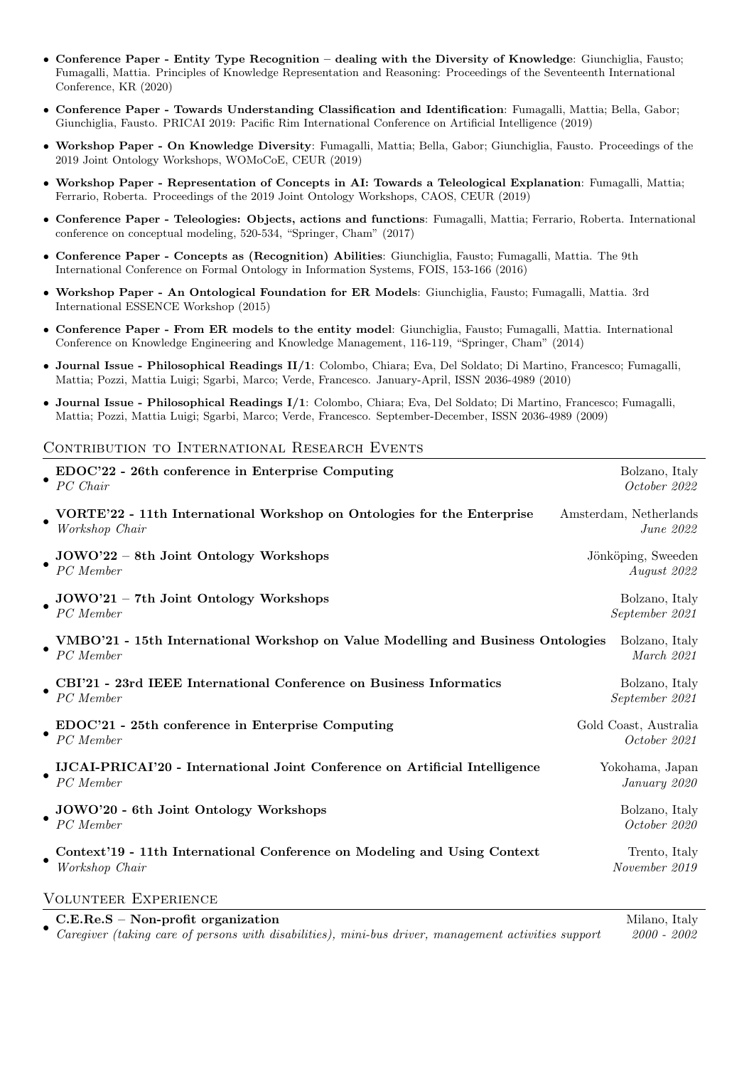- **Conference Paper - Entity Type Recognition – dealing with the Diversity of Knowledge**: Giunchiglia, Fausto; Fumagalli, Mattia. Principles of Knowledge Representation and Reasoning: Proceedings of the Seventeenth International Conference, KR (2020)
- **Conference Paper - Towards Understanding Classification and Identification**: Fumagalli, Mattia; Bella, Gabor; Giunchiglia, Fausto. PRICAI 2019: Pacific Rim International Conference on Artificial Intelligence (2019)
- **Workshop Paper - On Knowledge Diversity**: Fumagalli, Mattia; Bella, Gabor; Giunchiglia, Fausto. Proceedings of the 2019 Joint Ontology Workshops, WOMoCoE, CEUR (2019)
- **Workshop Paper - Representation of Concepts in AI: Towards a Teleological Explanation**: Fumagalli, Mattia; Ferrario, Roberta. Proceedings of the 2019 Joint Ontology Workshops, CAOS, CEUR (2019)
- **Conference Paper - Teleologies: Objects, actions and functions**: Fumagalli, Mattia; Ferrario, Roberta. International conference on conceptual modeling, 520-534, "Springer, Cham" (2017)
- **Conference Paper - Concepts as (Recognition) Abilities**: Giunchiglia, Fausto; Fumagalli, Mattia. The 9th International Conference on Formal Ontology in Information Systems, FOIS, 153-166 (2016)
- **Workshop Paper - An Ontological Foundation for ER Models**: Giunchiglia, Fausto; Fumagalli, Mattia. 3rd International ESSENCE Workshop (2015)
- **Conference Paper - From ER models to the entity model**: Giunchiglia, Fausto; Fumagalli, Mattia. International Conference on Knowledge Engineering and Knowledge Management, 116-119, "Springer, Cham" (2014)
- **Journal Issue - Philosophical Readings II/1**: Colombo, Chiara; Eva, Del Soldato; Di Martino, Francesco; Fumagalli, Mattia; Pozzi, Mattia Luigi; Sgarbi, Marco; Verde, Francesco. January-April, ISSN 2036-4989 (2010)
- **Journal Issue - Philosophical Readings I/1**: Colombo, Chiara; Eva, Del Soldato; Di Martino, Francesco; Fumagalli, Mattia; Pozzi, Mattia Luigi; Sgarbi, Marco; Verde, Francesco. September-December, ISSN 2036-4989 (2009)

## Contribution to International Research Events

- **EDOC'22 - 26th conference in Enterprise Computing** — Bolzano, Italy
  *PC Chair* — *October 2022*
- **VORTE'22 - 11th International Workshop on Ontologies for the Enterprise** — Amsterdam, Netherlands
  *Workshop Chair* — *June 2022*
- **JOWO'22 – 8th Joint Ontology Workshops** — Jönköping, Sweeden
  *PC Member* — *August 2022*
- **JOWO'21 – 7th Joint Ontology Workshops** — Bolzano, Italy
  *PC Member* — *September 2021*
- **VMBO'21 - 15th International Workshop on Value Modelling and Business Ontologies** — Bolzano, Italy
  *PC Member* — *March 2021*
- **CBI'21 - 23rd IEEE International Conference on Business Informatics** — Bolzano, Italy
  *PC Member* — *September 2021*
- **EDOC'21 - 25th conference in Enterprise Computing** — Gold Coast, Australia
  *PC Member* — *October 2021*
- **IJCAI-PRICAI'20 - International Joint Conference on Artificial Intelligence** — Yokohama, Japan
  *PC Member* — *January 2020*
- **JOWO'20 - 6th Joint Ontology Workshops** — Bolzano, Italy
  *PC Member* — *October 2020*
- **Context'19 - 11th International Conference on Modeling and Using Context** — Trento, Italy
  *Workshop Chair* — *November 2019*

## Volunteer Experience

- **C.E.Re.S – Non-profit organization** — Milano, Italy
  *Caregiver (taking care of persons with disabilities), mini-bus driver, management activities support* — *2000 - 2002*